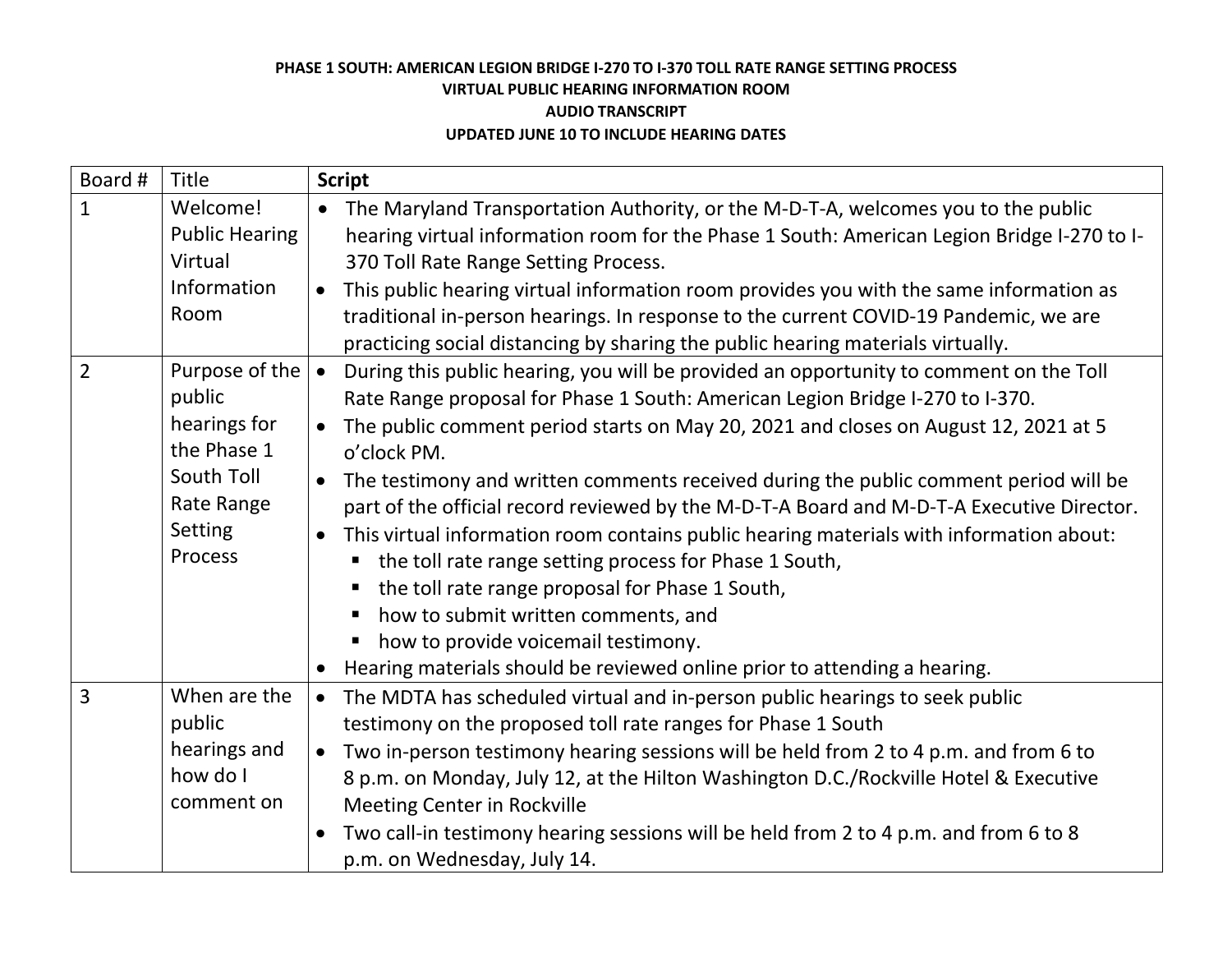**PHASE 1 SOUTH: AMERICAN LEGION BRIDGE I-270 TO I-370 TOLL RATE RANGE SETTING PROCESS**
**VIRTUAL PUBLIC HEARING INFORMATION ROOM**
**AUDIO TRANSCRIPT**
**UPDATED JUNE 10 TO INCLUDE HEARING DATES**

| Board # | Title | **Script** |
|---|---|---|
| 1 | Welcome! Public Hearing Virtual Information Room | • The Maryland Transportation Authority, or the M-D-T-A, welcomes you to the public hearing virtual information room for the Phase 1 South: American Legion Bridge I-270 to I-370 Toll Rate Range Setting Process.<br>• This public hearing virtual information room provides you with the same information as traditional in-person hearings. In response to the current COVID-19 Pandemic, we are practicing social distancing by sharing the public hearing materials virtually. |
| 2 | Purpose of the public hearings for the Phase 1 South Toll Rate Range Setting Process | • During this public hearing, you will be provided an opportunity to comment on the Toll Rate Range proposal for Phase 1 South: American Legion Bridge I-270 to I-370.<br>• The public comment period starts on May 20, 2021 and closes on August 12, 2021 at 5 o'clock PM.<br>• The testimony and written comments received during the public comment period will be part of the official record reviewed by the M-D-T-A Board and M-D-T-A Executive Director.<br>• This virtual information room contains public hearing materials with information about:<br>▪ the toll rate range setting process for Phase 1 South,<br>▪ the toll rate range proposal for Phase 1 South,<br>▪ how to submit written comments, and<br>▪ how to provide voicemail testimony.<br>• Hearing materials should be reviewed online prior to attending a hearing. |
| 3 | When are the public hearings and how do I comment on | • The MDTA has scheduled virtual and in-person public hearings to seek public testimony on the proposed toll rate ranges for Phase 1 South<br>• Two in-person testimony hearing sessions will be held from 2 to 4 p.m. and from 6 to 8 p.m. on Monday, July 12, at the Hilton Washington D.C./Rockville Hotel & Executive Meeting Center in Rockville<br>• Two call-in testimony hearing sessions will be held from 2 to 4 p.m. and from 6 to 8 p.m. on Wednesday, July 14. |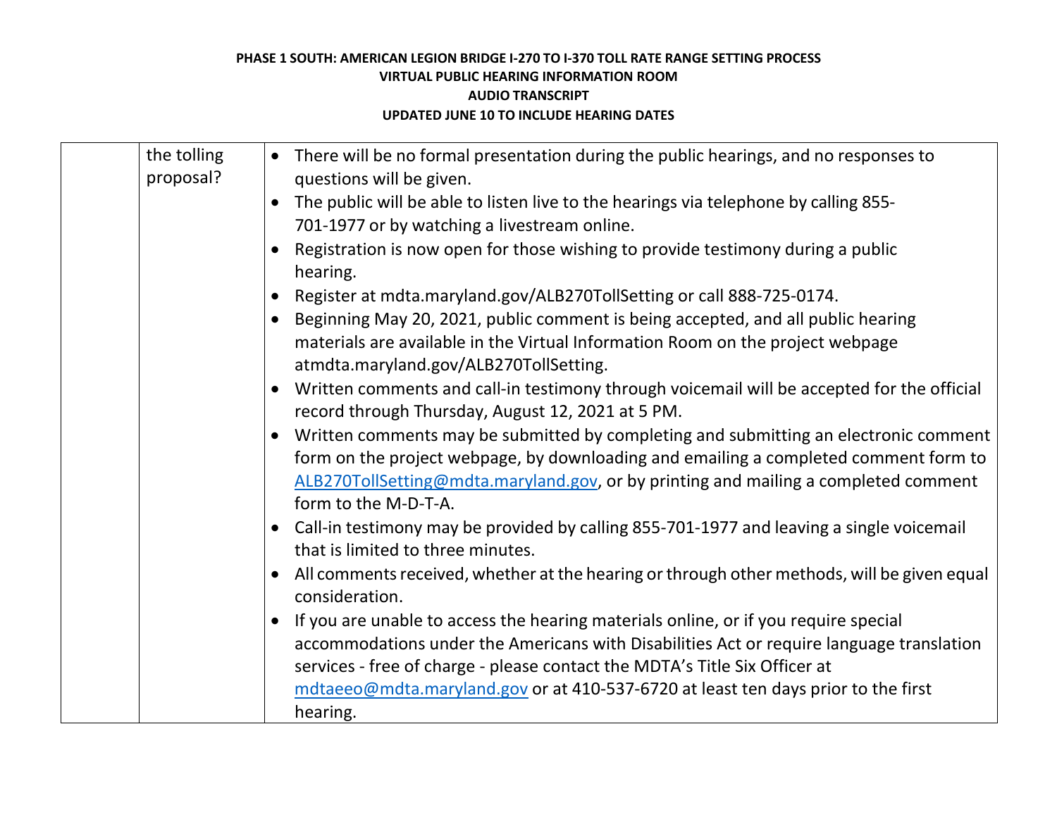| | | |
|---|---|---|
| | the tolling proposal? | • There will be no formal presentation during the public hearings, and no responses to questions will be given.<br>• The public will be able to listen live to the hearings via telephone by calling 855-701-1977 or by watching a livestream online.<br>• Registration is now open for those wishing to provide testimony during a public hearing.<br>• Register at mdta.maryland.gov/ALB270TollSetting or call 888-725-0174.<br>• Beginning May 20, 2021, public comment is being accepted, and all public hearing materials are available in the Virtual Information Room on the project webpage atmdta.maryland.gov/ALB270TollSetting.<br>• Written comments and call-in testimony through voicemail will be accepted for the official record through Thursday, August 12, 2021 at 5 PM.<br>• Written comments may be submitted by completing and submitting an electronic comment form on the project webpage, by downloading and emailing a completed comment form to ALB270TollSetting@mdta.maryland.gov, or by printing and mailing a completed comment form to the M-D-T-A.<br>• Call-in testimony may be provided by calling 855-701-1977 and leaving a single voicemail that is limited to three minutes.<br>• All comments received, whether at the hearing or through other methods, will be given equal consideration.<br>• If you are unable to access the hearing materials online, or if you require special accommodations under the Americans with Disabilities Act or require language translation services - free of charge - please contact the MDTA's Title Six Officer at mdtaeeo@mdta.maryland.gov or at 410-537-6720 at least ten days prior to the first hearing. |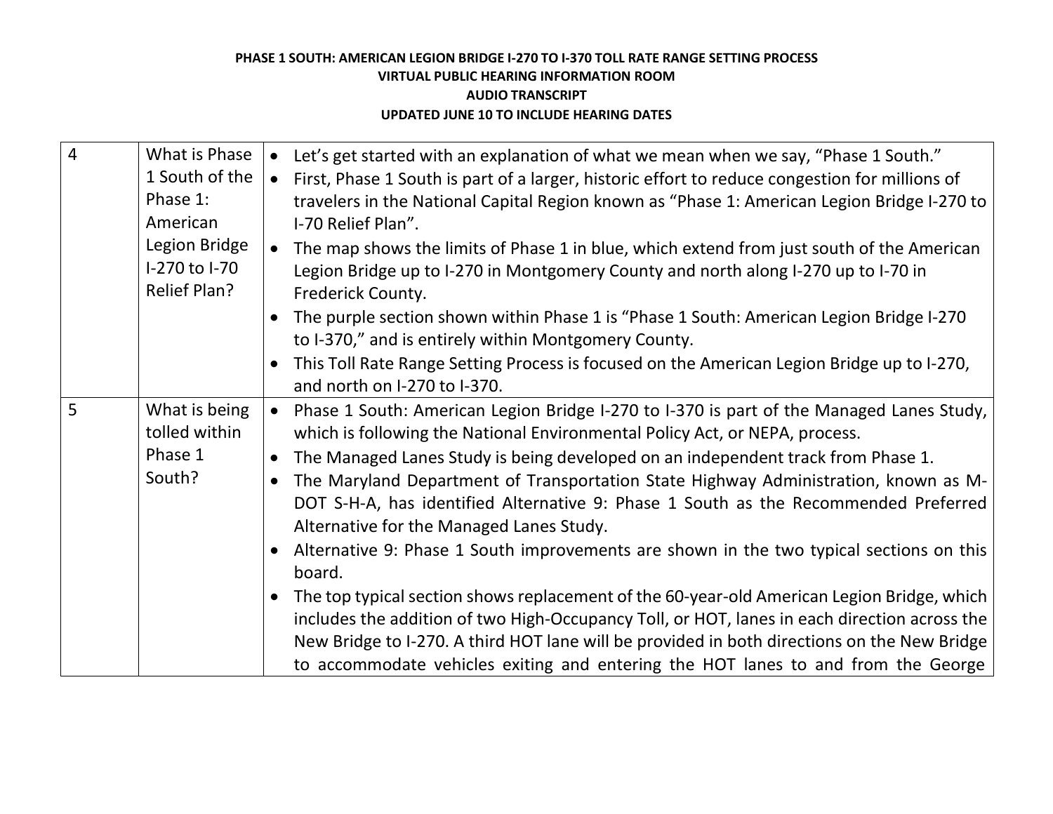**PHASE 1 SOUTH: AMERICAN LEGION BRIDGE I-270 TO I-370 TOLL RATE RANGE SETTING PROCESS**
**VIRTUAL PUBLIC HEARING INFORMATION ROOM**
**AUDIO TRANSCRIPT**
**UPDATED JUNE 10 TO INCLUDE HEARING DATES**

| | | |
|---|---|---|
| 4 | What is Phase 1 South of the Phase 1: American Legion Bridge I-270 to I-70 Relief Plan? | • Let's get started with an explanation of what we mean when we say, "Phase 1 South."<br>• First, Phase 1 South is part of a larger, historic effort to reduce congestion for millions of travelers in the National Capital Region known as "Phase 1: American Legion Bridge I-270 to I-70 Relief Plan".<br>• The map shows the limits of Phase 1 in blue, which extend from just south of the American Legion Bridge up to I-270 in Montgomery County and north along I-270 up to I-70 in Frederick County.<br>• The purple section shown within Phase 1 is "Phase 1 South: American Legion Bridge I-270 to I-370," and is entirely within Montgomery County.<br>• This Toll Rate Range Setting Process is focused on the American Legion Bridge up to I-270, and north on I-270 to I-370. |
| 5 | What is being tolled within Phase 1 South? | • Phase 1 South: American Legion Bridge I-270 to I-370 is part of the Managed Lanes Study, which is following the National Environmental Policy Act, or NEPA, process.<br>• The Managed Lanes Study is being developed on an independent track from Phase 1.<br>• The Maryland Department of Transportation State Highway Administration, known as M-DOT S-H-A, has identified Alternative 9: Phase 1 South as the Recommended Preferred Alternative for the Managed Lanes Study.<br>• Alternative 9: Phase 1 South improvements are shown in the two typical sections on this board.<br>• The top typical section shows replacement of the 60-year-old American Legion Bridge, which includes the addition of two High-Occupancy Toll, or HOT, lanes in each direction across the New Bridge to I-270. A third HOT lane will be provided in both directions on the New Bridge to accommodate vehicles exiting and entering the HOT lanes to and from the George |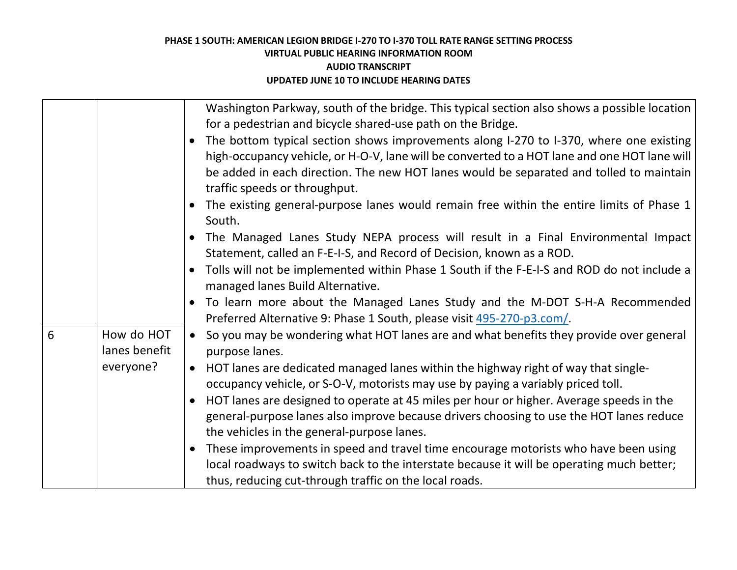PHASE 1 SOUTH: AMERICAN LEGION BRIDGE I-270 TO I-370 TOLL RATE RANGE SETTING PROCESS
VIRTUAL PUBLIC HEARING INFORMATION ROOM
AUDIO TRANSCRIPT
UPDATED JUNE 10 TO INCLUDE HEARING DATES

| | | |
|---|---|---|
| | | Washington Parkway, south of the bridge. This typical section also shows a possible location for a pedestrian and bicycle shared-use path on the Bridge.<br>• The bottom typical section shows improvements along I-270 to I-370, where one existing high-occupancy vehicle, or H-O-V, lane will be converted to a HOT lane and one HOT lane will be added in each direction. The new HOT lanes would be separated and tolled to maintain traffic speeds or throughput.<br>• The existing general-purpose lanes would remain free within the entire limits of Phase 1 South.<br>• The Managed Lanes Study NEPA process will result in a Final Environmental Impact Statement, called an F-E-I-S, and Record of Decision, known as a ROD.<br>• Tolls will not be implemented within Phase 1 South if the F-E-I-S and ROD do not include a managed lanes Build Alternative.<br>• To learn more about the Managed Lanes Study and the M-DOT S-H-A Recommended Preferred Alternative 9: Phase 1 South, please visit [495-270-p3.com/](495-270-p3.com/). |
| 6 | How do HOT lanes benefit everyone? | • So you may be wondering what HOT lanes are and what benefits they provide over general purpose lanes.<br>• HOT lanes are dedicated managed lanes within the highway right of way that single-occupancy vehicle, or S-O-V, motorists may use by paying a variably priced toll.<br>• HOT lanes are designed to operate at 45 miles per hour or higher. Average speeds in the general-purpose lanes also improve because drivers choosing to use the HOT lanes reduce the vehicles in the general-purpose lanes.<br>• These improvements in speed and travel time encourage motorists who have been using local roadways to switch back to the interstate because it will be operating much better; thus, reducing cut-through traffic on the local roads. |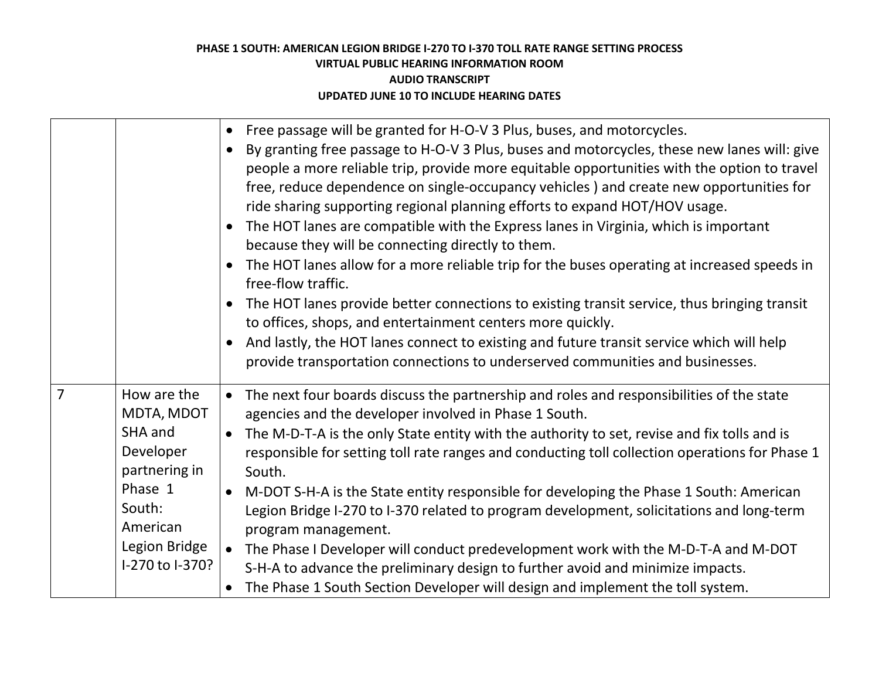| | | |
|---|---|---|
| | | • Free passage will be granted for H-O-V 3 Plus, buses, and motorcycles.<br>• By granting free passage to H-O-V 3 Plus, buses and motorcycles, these new lanes will: give people a more reliable trip, provide more equitable opportunities with the option to travel free, reduce dependence on single-occupancy vehicles ) and create new opportunities for ride sharing supporting regional planning efforts to expand HOT/HOV usage.<br>• The HOT lanes are compatible with the Express lanes in Virginia, which is important because they will be connecting directly to them.<br>• The HOT lanes allow for a more reliable trip for the buses operating at increased speeds in free-flow traffic.<br>• The HOT lanes provide better connections to existing transit service, thus bringing transit to offices, shops, and entertainment centers more quickly.<br>• And lastly, the HOT lanes connect to existing and future transit service which will help provide transportation connections to underserved communities and businesses. |
| 7 | How are the MDTA, MDOT SHA and Developer partnering in Phase 1 South: American Legion Bridge I-270 to I-370? | • The next four boards discuss the partnership and roles and responsibilities of the state agencies and the developer involved in Phase 1 South.<br>• The M-D-T-A is the only State entity with the authority to set, revise and fix tolls and is responsible for setting toll rate ranges and conducting toll collection operations for Phase 1 South.<br>• M-DOT S-H-A is the State entity responsible for developing the Phase 1 South: American Legion Bridge I-270 to I-370 related to program development, solicitations and long-term program management.<br>• The Phase I Developer will conduct predevelopment work with the M-D-T-A and M-DOT S-H-A to advance the preliminary design to further avoid and minimize impacts.<br>• The Phase 1 South Section Developer will design and implement the toll system. |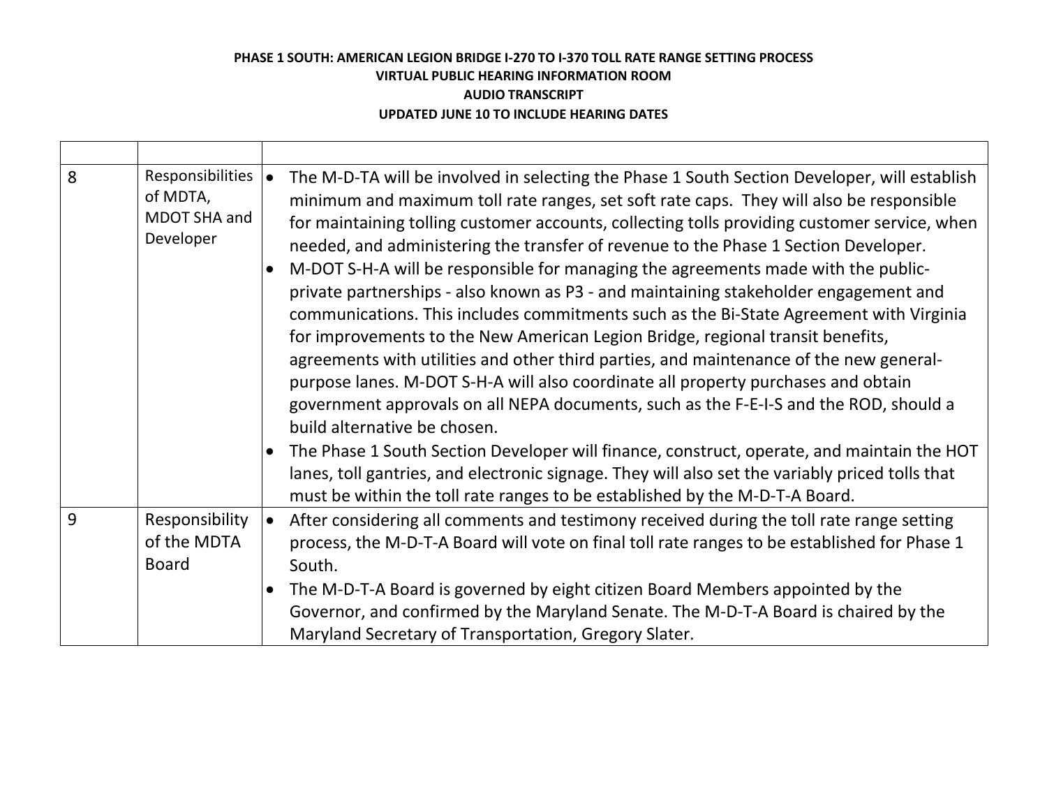**PHASE 1 SOUTH: AMERICAN LEGION BRIDGE I-270 TO I-370 TOLL RATE RANGE SETTING PROCESS**
**VIRTUAL PUBLIC HEARING INFORMATION ROOM**
**AUDIO TRANSCRIPT**
**UPDATED JUNE 10 TO INCLUDE HEARING DATES**

| | | |
|---|---|---|
| 8 | Responsibilities of MDTA, MDOT SHA and Developer | • The M-D-TA will be involved in selecting the Phase 1 South Section Developer, will establish minimum and maximum toll rate ranges, set soft rate caps. They will also be responsible for maintaining tolling customer accounts, collecting tolls providing customer service, when needed, and administering the transfer of revenue to the Phase 1 Section Developer.<br>• M-DOT S-H-A will be responsible for managing the agreements made with the public-private partnerships - also known as P3 - and maintaining stakeholder engagement and communications. This includes commitments such as the Bi-State Agreement with Virginia for improvements to the New American Legion Bridge, regional transit benefits, agreements with utilities and other third parties, and maintenance of the new general-purpose lanes. M-DOT S-H-A will also coordinate all property purchases and obtain government approvals on all NEPA documents, such as the F-E-I-S and the ROD, should a build alternative be chosen.<br>• The Phase 1 South Section Developer will finance, construct, operate, and maintain the HOT lanes, toll gantries, and electronic signage. They will also set the variably priced tolls that must be within the toll rate ranges to be established by the M-D-T-A Board. |
| 9 | Responsibility of the MDTA Board | • After considering all comments and testimony received during the toll rate range setting process, the M-D-T-A Board will vote on final toll rate ranges to be established for Phase 1 South.<br>• The M-D-T-A Board is governed by eight citizen Board Members appointed by the Governor, and confirmed by the Maryland Senate. The M-D-T-A Board is chaired by the Maryland Secretary of Transportation, Gregory Slater. |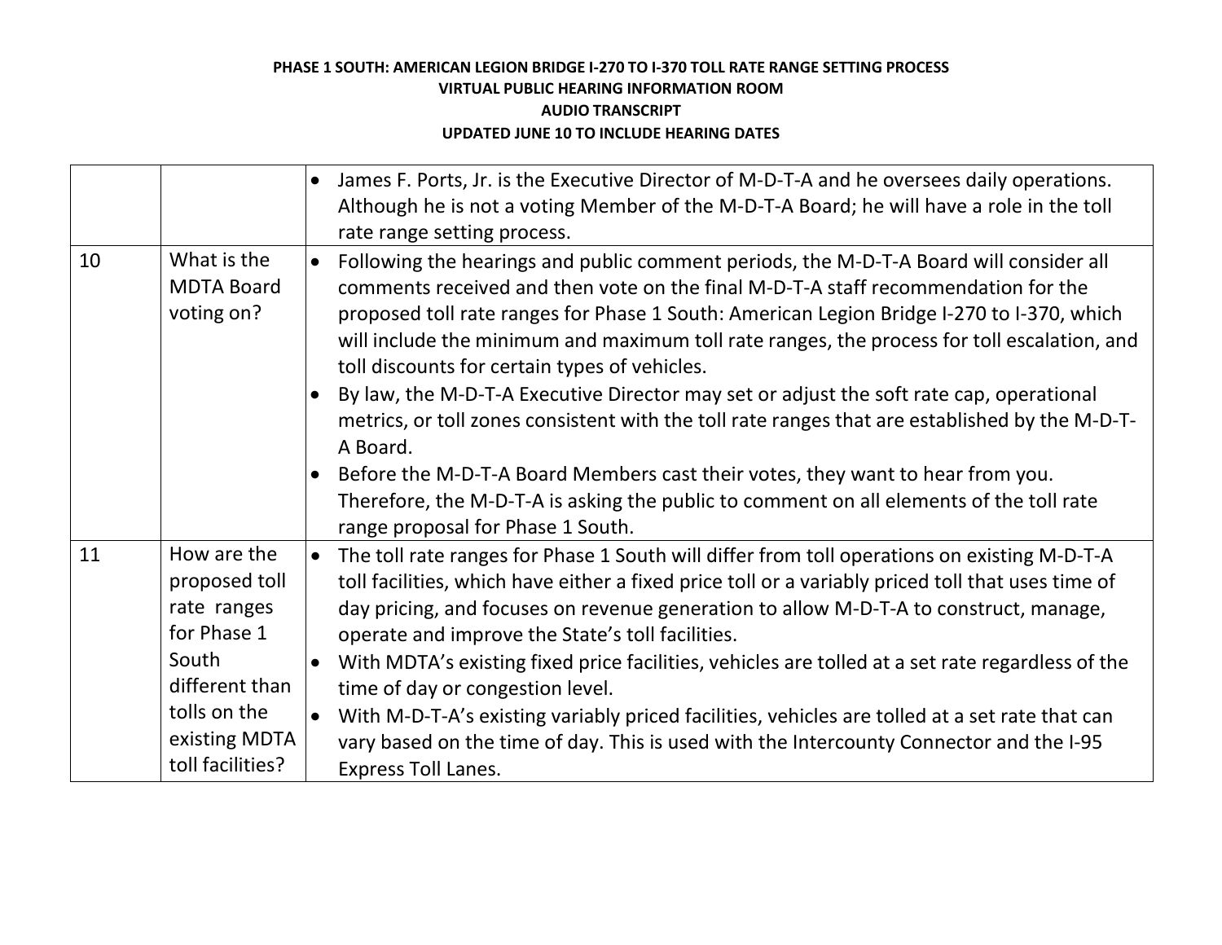| | | |
|---|---|---|
| | | • James F. Ports, Jr. is the Executive Director of M-D-T-A and he oversees daily operations. Although he is not a voting Member of the M-D-T-A Board; he will have a role in the toll rate range setting process. |
| 10 | What is the MDTA Board voting on? | • Following the hearings and public comment periods, the M-D-T-A Board will consider all comments received and then vote on the final M-D-T-A staff recommendation for the proposed toll rate ranges for Phase 1 South: American Legion Bridge I-270 to I-370, which will include the minimum and maximum toll rate ranges, the process for toll escalation, and toll discounts for certain types of vehicles.<br>• By law, the M-D-T-A Executive Director may set or adjust the soft rate cap, operational metrics, or toll zones consistent with the toll rate ranges that are established by the M-D-T-A Board.<br>• Before the M-D-T-A Board Members cast their votes, they want to hear from you. Therefore, the M-D-T-A is asking the public to comment on all elements of the toll rate range proposal for Phase 1 South. |
| 11 | How are the proposed toll rate ranges for Phase 1 South different than tolls on the existing MDTA toll facilities? | • The toll rate ranges for Phase 1 South will differ from toll operations on existing M-D-T-A toll facilities, which have either a fixed price toll or a variably priced toll that uses time of day pricing, and focuses on revenue generation to allow M-D-T-A to construct, manage, operate and improve the State's toll facilities.<br>• With MDTA's existing fixed price facilities, vehicles are tolled at a set rate regardless of the time of day or congestion level.<br>• With M-D-T-A's existing variably priced facilities, vehicles are tolled at a set rate that can vary based on the time of day. This is used with the Intercounty Connector and the I-95 Express Toll Lanes. |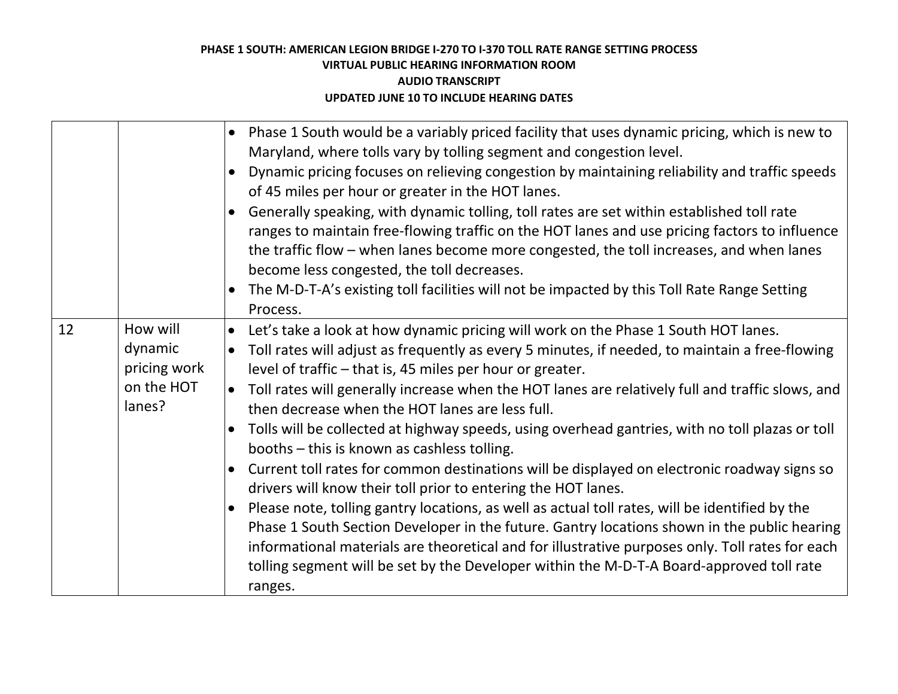| | | |
|---|---|---|
| | | • Phase 1 South would be a variably priced facility that uses dynamic pricing, which is new to Maryland, where tolls vary by tolling segment and congestion level.<br>• Dynamic pricing focuses on relieving congestion by maintaining reliability and traffic speeds of 45 miles per hour or greater in the HOT lanes.<br>• Generally speaking, with dynamic tolling, toll rates are set within established toll rate ranges to maintain free-flowing traffic on the HOT lanes and use pricing factors to influence the traffic flow – when lanes become more congested, the toll increases, and when lanes become less congested, the toll decreases.<br>• The M-D-T-A's existing toll facilities will not be impacted by this Toll Rate Range Setting Process. |
| 12 | How will dynamic pricing work on the HOT lanes? | • Let's take a look at how dynamic pricing will work on the Phase 1 South HOT lanes.<br>• Toll rates will adjust as frequently as every 5 minutes, if needed, to maintain a free-flowing level of traffic – that is, 45 miles per hour or greater.<br>• Toll rates will generally increase when the HOT lanes are relatively full and traffic slows, and then decrease when the HOT lanes are less full.<br>• Tolls will be collected at highway speeds, using overhead gantries, with no toll plazas or toll booths – this is known as cashless tolling.<br>• Current toll rates for common destinations will be displayed on electronic roadway signs so drivers will know their toll prior to entering the HOT lanes.<br>• Please note, tolling gantry locations, as well as actual toll rates, will be identified by the Phase 1 South Section Developer in the future. Gantry locations shown in the public hearing informational materials are theoretical and for illustrative purposes only. Toll rates for each tolling segment will be set by the Developer within the M-D-T-A Board-approved toll rate ranges. |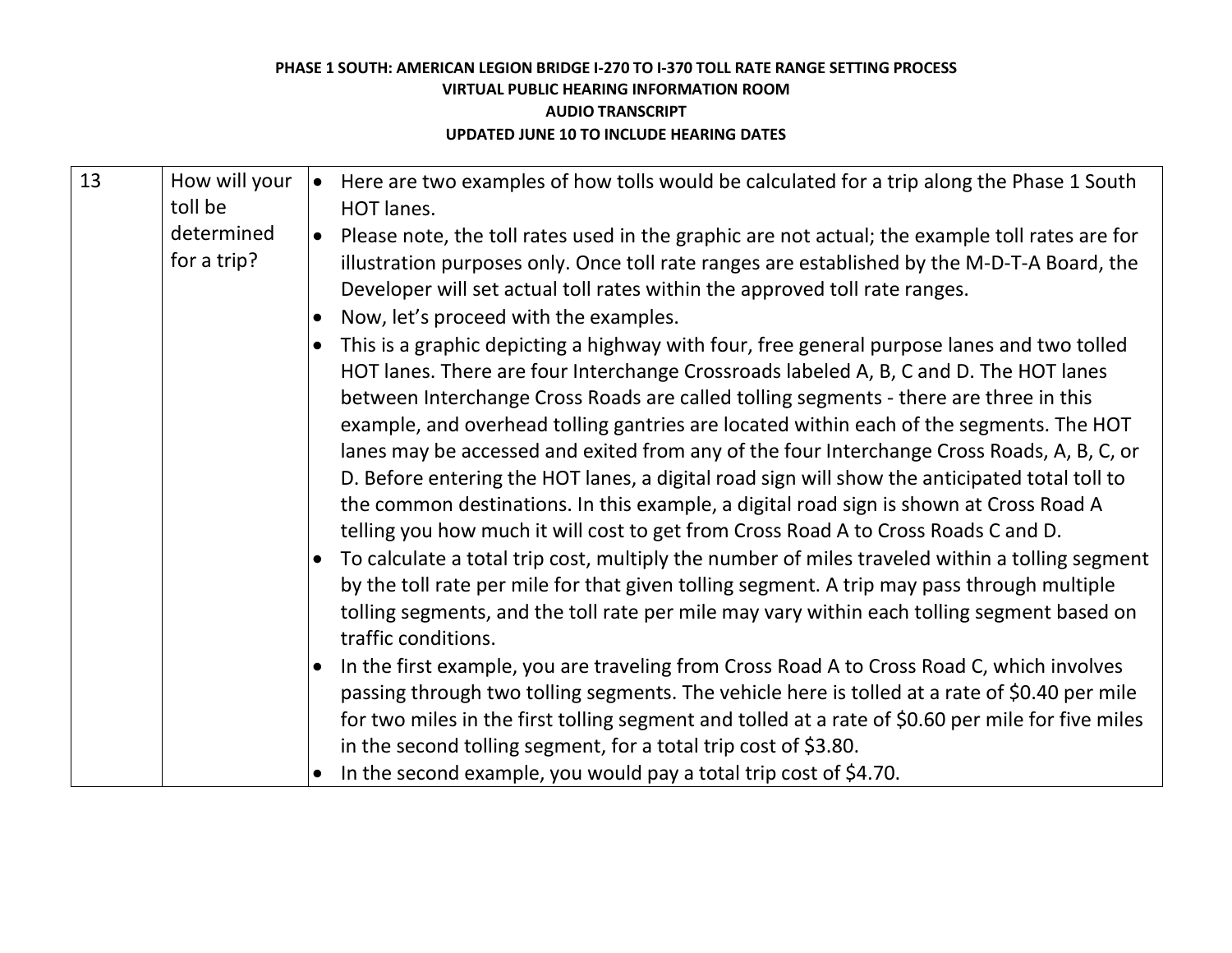**PHASE 1 SOUTH: AMERICAN LEGION BRIDGE I-270 TO I-370 TOLL RATE RANGE SETTING PROCESS**
**VIRTUAL PUBLIC HEARING INFORMATION ROOM**
**AUDIO TRANSCRIPT**
**UPDATED JUNE 10 TO INCLUDE HEARING DATES**

| | | |
|---|---|---|
| 13 | How will your toll be determined for a trip? | • Here are two examples of how tolls would be calculated for a trip along the Phase 1 South HOT lanes.<br>• Please note, the toll rates used in the graphic are not actual; the example toll rates are for illustration purposes only. Once toll rate ranges are established by the M-D-T-A Board, the Developer will set actual toll rates within the approved toll rate ranges.<br>• Now, let's proceed with the examples.<br>• This is a graphic depicting a highway with four, free general purpose lanes and two tolled HOT lanes. There are four Interchange Crossroads labeled A, B, C and D. The HOT lanes between Interchange Cross Roads are called tolling segments - there are three in this example, and overhead tolling gantries are located within each of the segments. The HOT lanes may be accessed and exited from any of the four Interchange Cross Roads, A, B, C, or D. Before entering the HOT lanes, a digital road sign will show the anticipated total toll to the common destinations. In this example, a digital road sign is shown at Cross Road A telling you how much it will cost to get from Cross Road A to Cross Roads C and D.<br>• To calculate a total trip cost, multiply the number of miles traveled within a tolling segment by the toll rate per mile for that given tolling segment. A trip may pass through multiple tolling segments, and the toll rate per mile may vary within each tolling segment based on traffic conditions.<br>• In the first example, you are traveling from Cross Road A to Cross Road C, which involves passing through two tolling segments. The vehicle here is tolled at a rate of $0.40 per mile for two miles in the first tolling segment and tolled at a rate of $0.60 per mile for five miles in the second tolling segment, for a total trip cost of $3.80.<br>• In the second example, you would pay a total trip cost of $4.70. |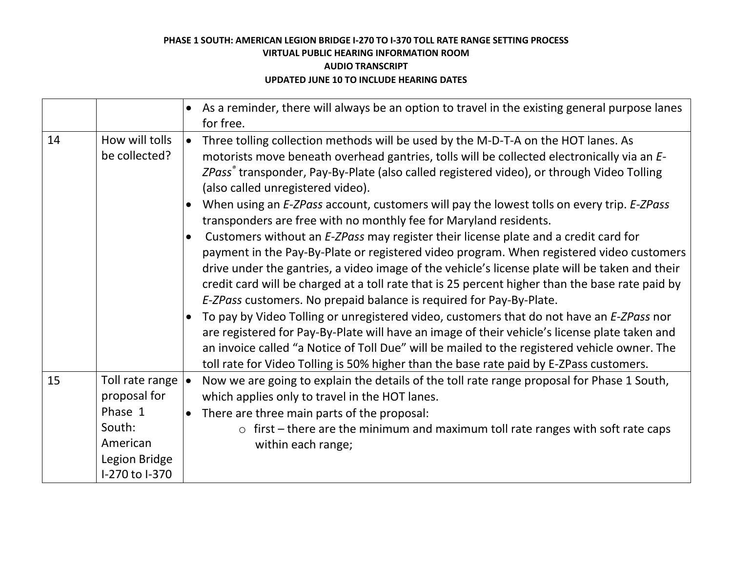**PHASE 1 SOUTH: AMERICAN LEGION BRIDGE I-270 TO I-370 TOLL RATE RANGE SETTING PROCESS**
**VIRTUAL PUBLIC HEARING INFORMATION ROOM**
**AUDIO TRANSCRIPT**
**UPDATED JUNE 10 TO INCLUDE HEARING DATES**

| | | |
|---|---|---|
| | | • As a reminder, there will always be an option to travel in the existing general purpose lanes for free. |
| 14 | How will tolls be collected? | • Three tolling collection methods will be used by the M-D-T-A on the HOT lanes. As motorists move beneath overhead gantries, tolls will be collected electronically via an *E-ZPass*® transponder, Pay-By-Plate (also called registered video), or through Video Tolling (also called unregistered video).<br>• When using an *E-ZPass* account, customers will pay the lowest tolls on every trip. *E-ZPass* transponders are free with no monthly fee for Maryland residents.<br>• Customers without an *E-ZPass* may register their license plate and a credit card for payment in the Pay-By-Plate or registered video program. When registered video customers drive under the gantries, a video image of the vehicle's license plate will be taken and their credit card will be charged at a toll rate that is 25 percent higher than the base rate paid by *E-ZPass* customers. No prepaid balance is required for Pay-By-Plate.<br>• To pay by Video Tolling or unregistered video, customers that do not have an *E-ZPass* nor are registered for Pay-By-Plate will have an image of their vehicle's license plate taken and an invoice called "a Notice of Toll Due" will be mailed to the registered vehicle owner. The toll rate for Video Tolling is 50% higher than the base rate paid by E-ZPass customers. |
| 15 | Toll rate range proposal for Phase 1 South: American Legion Bridge I-270 to I-370 | • Now we are going to explain the details of the toll rate range proposal for Phase 1 South, which applies only to travel in the HOT lanes.<br>• There are three main parts of the proposal:<br>  ○ first – there are the minimum and maximum toll rate ranges with soft rate caps within each range; |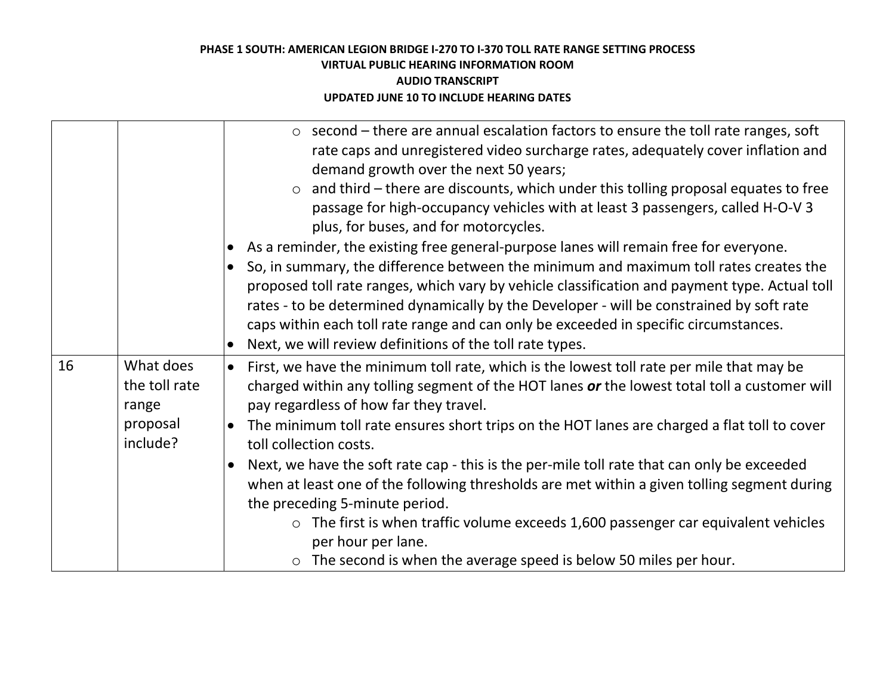| | | |
|---|---|---|
| | | ○ second – there are annual escalation factors to ensure the toll rate ranges, soft rate caps and unregistered video surcharge rates, adequately cover inflation and demand growth over the next 50 years;<br>○ and third – there are discounts, which under this tolling proposal equates to free passage for high-occupancy vehicles with at least 3 passengers, called H-O-V 3 plus, for buses, and for motorcycles.<br>• As a reminder, the existing free general-purpose lanes will remain free for everyone.<br>• So, in summary, the difference between the minimum and maximum toll rates creates the proposed toll rate ranges, which vary by vehicle classification and payment type. Actual toll rates - to be determined dynamically by the Developer - will be constrained by soft rate caps within each toll rate range and can only be exceeded in specific circumstances.<br>• Next, we will review definitions of the toll rate types. |
| 16 | What does the toll rate range proposal include? | • First, we have the minimum toll rate, which is the lowest toll rate per mile that may be charged within any tolling segment of the HOT lanes ***or*** the lowest total toll a customer will pay regardless of how far they travel.<br>• The minimum toll rate ensures short trips on the HOT lanes are charged a flat toll to cover toll collection costs.<br>• Next, we have the soft rate cap - this is the per-mile toll rate that can only be exceeded when at least one of the following thresholds are met within a given tolling segment during the preceding 5-minute period.<br>○ The first is when traffic volume exceeds 1,600 passenger car equivalent vehicles per hour per lane.<br>○ The second is when the average speed is below 50 miles per hour. |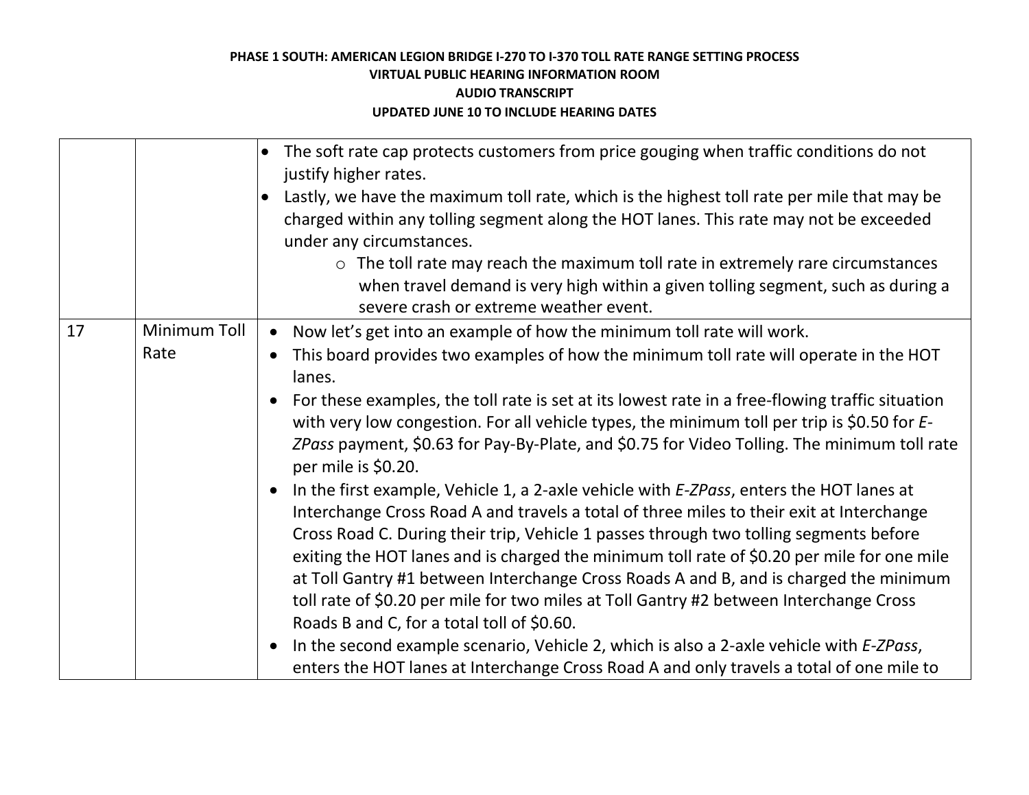| | | |
|---|---|---|
| | | • The soft rate cap protects customers from price gouging when traffic conditions do not justify higher rates.<br>• Lastly, we have the maximum toll rate, which is the highest toll rate per mile that may be charged within any tolling segment along the HOT lanes. This rate may not be exceeded under any circumstances.<br>&nbsp;&nbsp;&nbsp;&nbsp;○ The toll rate may reach the maximum toll rate in extremely rare circumstances when travel demand is very high within a given tolling segment, such as during a severe crash or extreme weather event. |
| 17 | Minimum Toll Rate | • Now let's get into an example of how the minimum toll rate will work.<br>• This board provides two examples of how the minimum toll rate will operate in the HOT lanes.<br>• For these examples, the toll rate is set at its lowest rate in a free-flowing traffic situation with very low congestion. For all vehicle types, the minimum toll per trip is $0.50 for *E-ZPass* payment, $0.63 for Pay-By-Plate, and $0.75 for Video Tolling. The minimum toll rate per mile is $0.20.<br>• In the first example, Vehicle 1, a 2-axle vehicle with *E-ZPass*, enters the HOT lanes at Interchange Cross Road A and travels a total of three miles to their exit at Interchange Cross Road C. During their trip, Vehicle 1 passes through two tolling segments before exiting the HOT lanes and is charged the minimum toll rate of $0.20 per mile for one mile at Toll Gantry #1 between Interchange Cross Roads A and B, and is charged the minimum toll rate of $0.20 per mile for two miles at Toll Gantry #2 between Interchange Cross Roads B and C, for a total toll of $0.60.<br>• In the second example scenario, Vehicle 2, which is also a 2-axle vehicle with *E-ZPass*, enters the HOT lanes at Interchange Cross Road A and only travels a total of one mile to |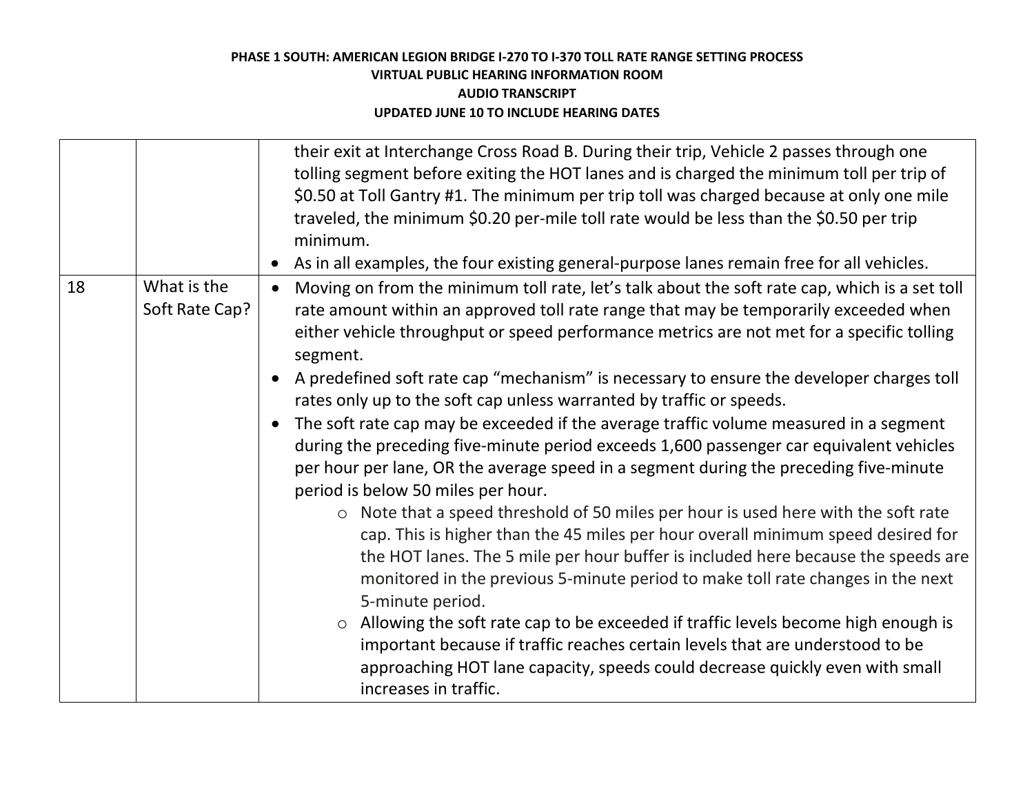| | | |
|---|---|---|
| | | their exit at Interchange Cross Road B. During their trip, Vehicle 2 passes through one tolling segment before exiting the HOT lanes and is charged the minimum toll per trip of $0.50 at Toll Gantry #1. The minimum per trip toll was charged because at only one mile traveled, the minimum $0.20 per-mile toll rate would be less than the $0.50 per trip minimum.<br>• As in all examples, the four existing general-purpose lanes remain free for all vehicles. |
| 18 | What is the Soft Rate Cap? | • Moving on from the minimum toll rate, let's talk about the soft rate cap, which is a set toll rate amount within an approved toll rate range that may be temporarily exceeded when either vehicle throughput or speed performance metrics are not met for a specific tolling segment.<br>• A predefined soft rate cap "mechanism" is necessary to ensure the developer charges toll rates only up to the soft cap unless warranted by traffic or speeds.<br>• The soft rate cap may be exceeded if the average traffic volume measured in a segment during the preceding five-minute period exceeds 1,600 passenger car equivalent vehicles per hour per lane, OR the average speed in a segment during the preceding five-minute period is below 50 miles per hour.<br>&nbsp;&nbsp;&nbsp;&nbsp;○ Note that a speed threshold of 50 miles per hour is used here with the soft rate cap. This is higher than the 45 miles per hour overall minimum speed desired for the HOT lanes. The 5 mile per hour buffer is included here because the speeds are monitored in the previous 5-minute period to make toll rate changes in the next 5-minute period.<br>&nbsp;&nbsp;&nbsp;&nbsp;○ Allowing the soft rate cap to be exceeded if traffic levels become high enough is important because if traffic reaches certain levels that are understood to be approaching HOT lane capacity, speeds could decrease quickly even with small increases in traffic. |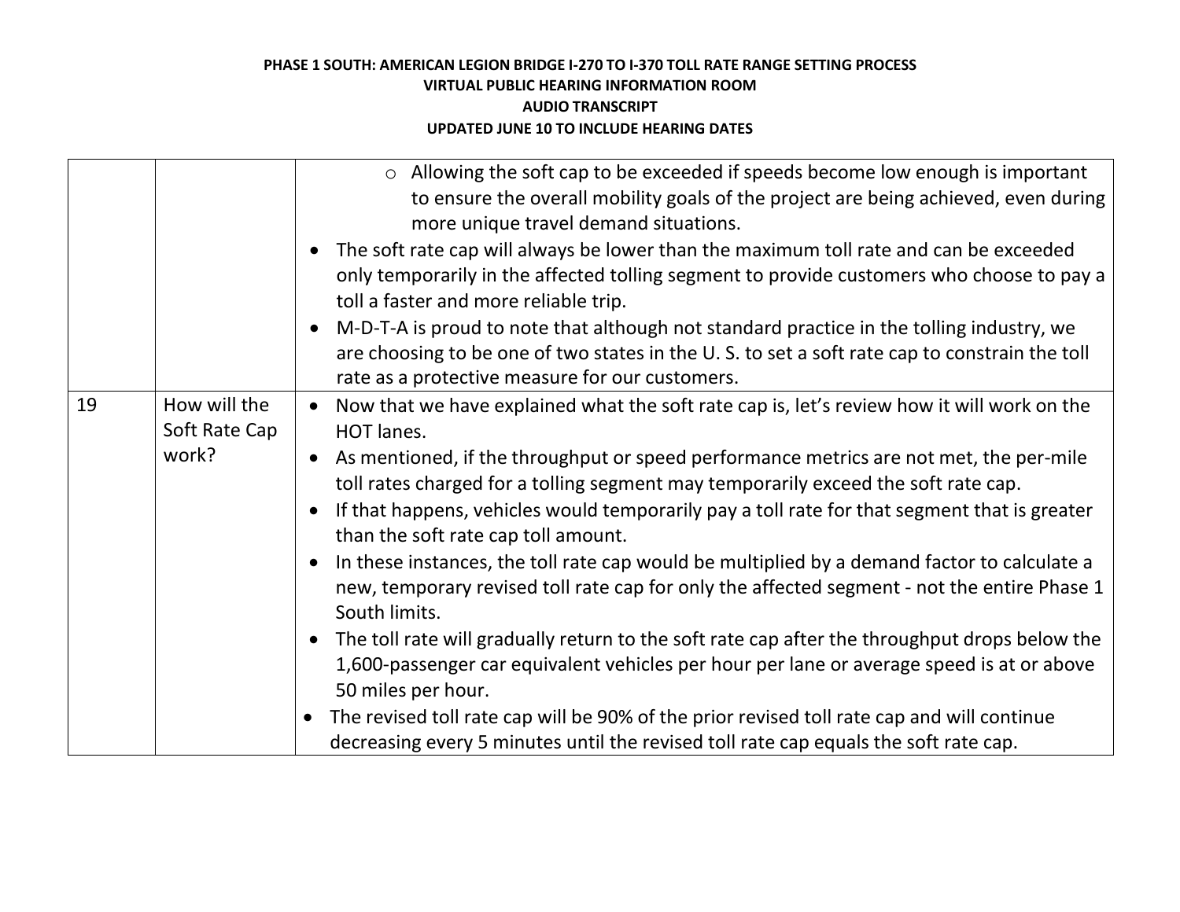| | | ◦ Allowing the soft cap to be exceeded if speeds become low enough is important to ensure the overall mobility goals of the project are being achieved, even during more unique travel demand situations.<br>• The soft rate cap will always be lower than the maximum toll rate and can be exceeded only temporarily in the affected tolling segment to provide customers who choose to pay a toll a faster and more reliable trip.<br>• M-D-T-A is proud to note that although not standard practice in the tolling industry, we are choosing to be one of two states in the U. S. to set a soft rate cap to constrain the toll rate as a protective measure for our customers. |
|---|---|---|
| 19 | How will the Soft Rate Cap work? | • Now that we have explained what the soft rate cap is, let's review how it will work on the HOT lanes.<br>• As mentioned, if the throughput or speed performance metrics are not met, the per-mile toll rates charged for a tolling segment may temporarily exceed the soft rate cap.<br>• If that happens, vehicles would temporarily pay a toll rate for that segment that is greater than the soft rate cap toll amount.<br>• In these instances, the toll rate cap would be multiplied by a demand factor to calculate a new, temporary revised toll rate cap for only the affected segment - not the entire Phase 1 South limits.<br>• The toll rate will gradually return to the soft rate cap after the throughput drops below the 1,600-passenger car equivalent vehicles per hour per lane or average speed is at or above 50 miles per hour.<br>• The revised toll rate cap will be 90% of the prior revised toll rate cap and will continue decreasing every 5 minutes until the revised toll rate cap equals the soft rate cap. |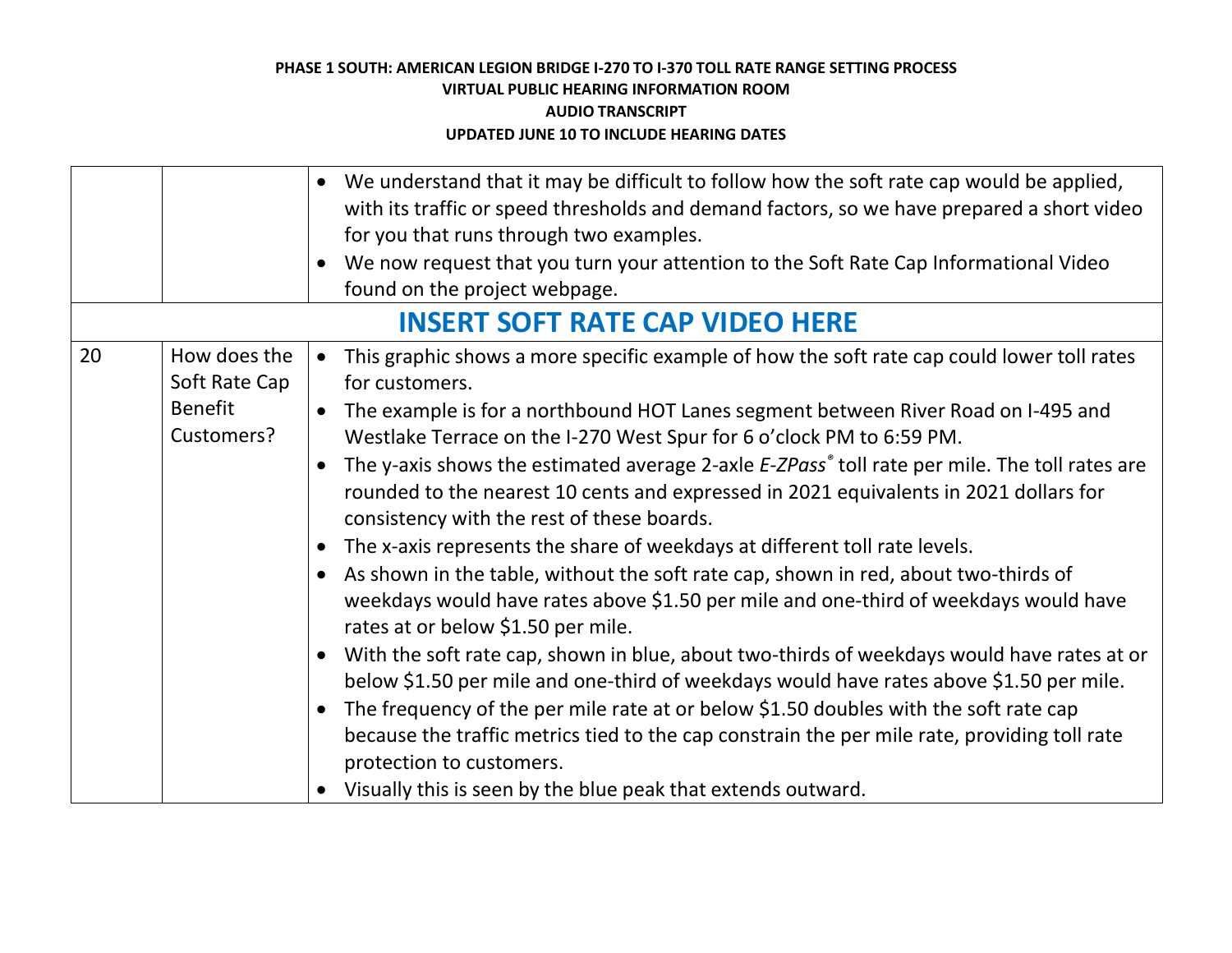| | | |
|---|---|---|
| | | • We understand that it may be difficult to follow how the soft rate cap would be applied, with its traffic or speed thresholds and demand factors, so we have prepared a short video for you that runs through two examples.<br>• We now request that you turn your attention to the Soft Rate Cap Informational Video found on the project webpage. |
| **INSERT SOFT RATE CAP VIDEO HERE** | | |
| 20 | How does the Soft Rate Cap Benefit Customers? | • This graphic shows a more specific example of how the soft rate cap could lower toll rates for customers.<br>• The example is for a northbound HOT Lanes segment between River Road on I-495 and Westlake Terrace on the I-270 West Spur for 6 o'clock PM to 6:59 PM.<br>• The y-axis shows the estimated average 2-axle *E-ZPass*® toll rate per mile. The toll rates are rounded to the nearest 10 cents and expressed in 2021 equivalents in 2021 dollars for consistency with the rest of these boards.<br>• The x-axis represents the share of weekdays at different toll rate levels.<br>• As shown in the table, without the soft rate cap, shown in red, about two-thirds of weekdays would have rates above $1.50 per mile and one-third of weekdays would have rates at or below $1.50 per mile.<br>• With the soft rate cap, shown in blue, about two-thirds of weekdays would have rates at or below $1.50 per mile and one-third of weekdays would have rates above $1.50 per mile.<br>• The frequency of the per mile rate at or below $1.50 doubles with the soft rate cap because the traffic metrics tied to the cap constrain the per mile rate, providing toll rate protection to customers.<br>• Visually this is seen by the blue peak that extends outward. |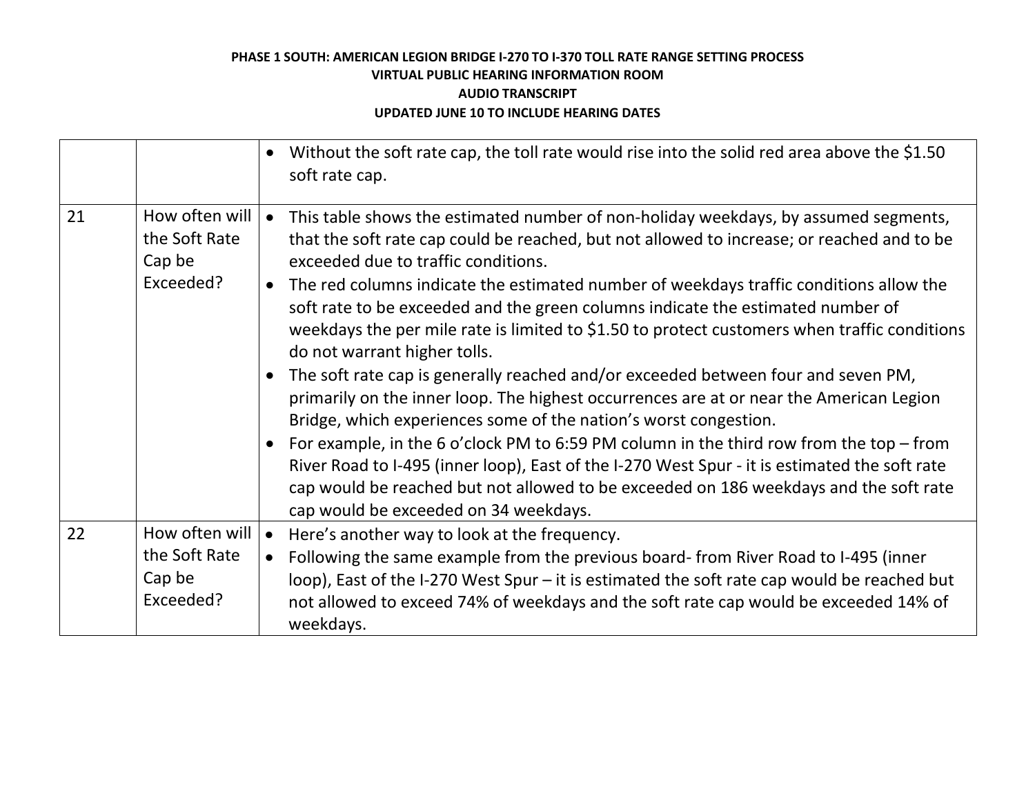| | | |
|---|---|---|
| | | • Without the soft rate cap, the toll rate would rise into the solid red area above the $1.50 soft rate cap. |
| 21 | How often will the Soft Rate Cap be Exceeded? | • This table shows the estimated number of non-holiday weekdays, by assumed segments, that the soft rate cap could be reached, but not allowed to increase; or reached and to be exceeded due to traffic conditions.<br>• The red columns indicate the estimated number of weekdays traffic conditions allow the soft rate to be exceeded and the green columns indicate the estimated number of weekdays the per mile rate is limited to $1.50 to protect customers when traffic conditions do not warrant higher tolls.<br>• The soft rate cap is generally reached and/or exceeded between four and seven PM, primarily on the inner loop. The highest occurrences are at or near the American Legion Bridge, which experiences some of the nation's worst congestion.<br>• For example, in the 6 o'clock PM to 6:59 PM column in the third row from the top – from River Road to I-495 (inner loop), East of the I-270 West Spur - it is estimated the soft rate cap would be reached but not allowed to be exceeded on 186 weekdays and the soft rate cap would be exceeded on 34 weekdays. |
| 22 | How often will the Soft Rate Cap be Exceeded? | • Here's another way to look at the frequency.<br>• Following the same example from the previous board- from River Road to I-495 (inner loop), East of the I-270 West Spur – it is estimated the soft rate cap would be reached but not allowed to exceed 74% of weekdays and the soft rate cap would be exceeded 14% of weekdays. |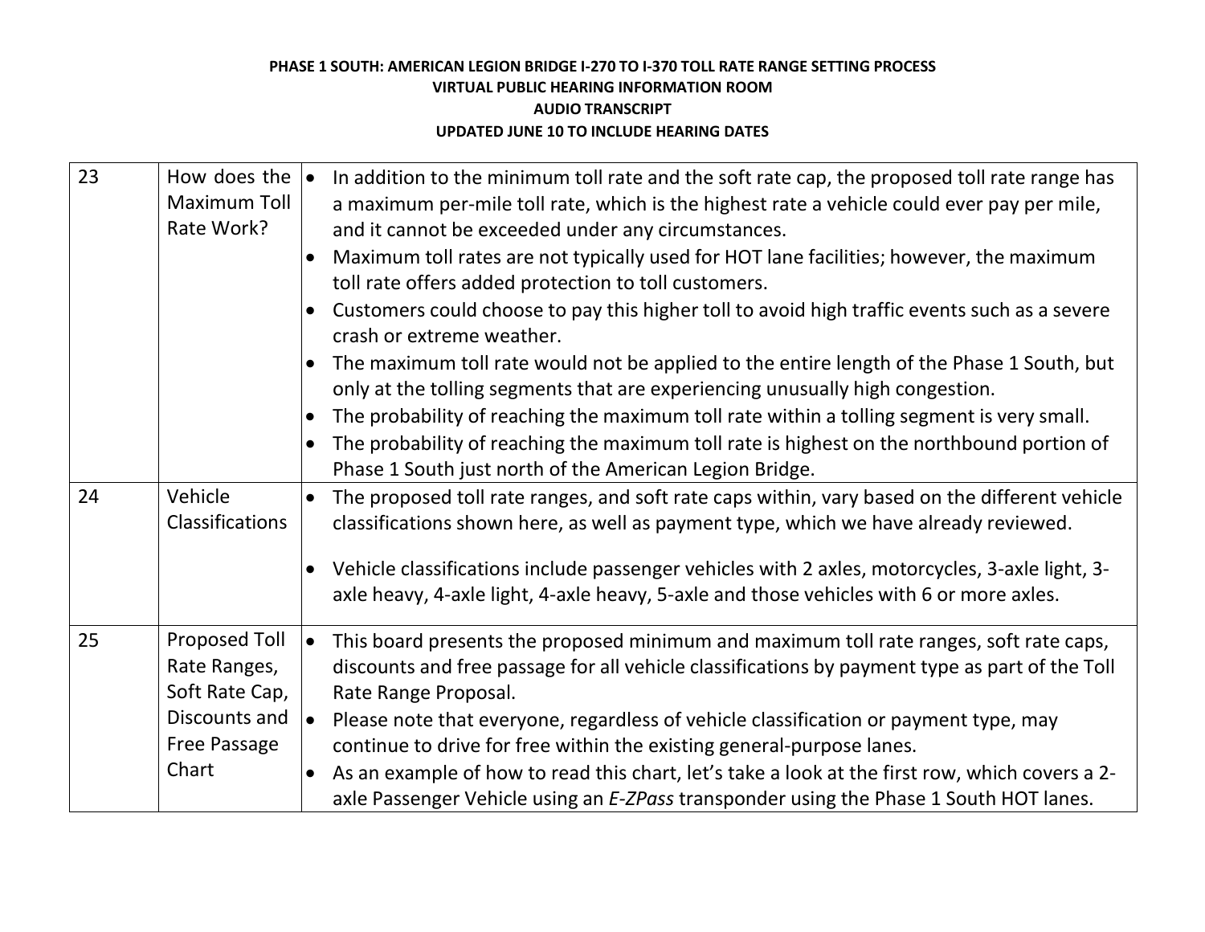| 23 | How does the Maximum Toll Rate Work? | • In addition to the minimum toll rate and the soft rate cap, the proposed toll rate range has a maximum per-mile toll rate, which is the highest rate a vehicle could ever pay per mile, and it cannot be exceeded under any circumstances.<br>• Maximum toll rates are not typically used for HOT lane facilities; however, the maximum toll rate offers added protection to toll customers.<br>• Customers could choose to pay this higher toll to avoid high traffic events such as a severe crash or extreme weather.<br>• The maximum toll rate would not be applied to the entire length of the Phase 1 South, but only at the tolling segments that are experiencing unusually high congestion.<br>• The probability of reaching the maximum toll rate within a tolling segment is very small.<br>• The probability of reaching the maximum toll rate is highest on the northbound portion of Phase 1 South just north of the American Legion Bridge. |
|---|---|---|
| 24 | Vehicle Classifications | • The proposed toll rate ranges, and soft rate caps within, vary based on the different vehicle classifications shown here, as well as payment type, which we have already reviewed.<br>• Vehicle classifications include passenger vehicles with 2 axles, motorcycles, 3-axle light, 3-axle heavy, 4-axle light, 4-axle heavy, 5-axle and those vehicles with 6 or more axles. |
| 25 | Proposed Toll Rate Ranges, Soft Rate Cap, Discounts and Free Passage Chart | • This board presents the proposed minimum and maximum toll rate ranges, soft rate caps, discounts and free passage for all vehicle classifications by payment type as part of the Toll Rate Range Proposal.<br>• Please note that everyone, regardless of vehicle classification or payment type, may continue to drive for free within the existing general-purpose lanes.<br>• As an example of how to read this chart, let's take a look at the first row, which covers a 2-axle Passenger Vehicle using an *E-ZPass* transponder using the Phase 1 South HOT lanes. |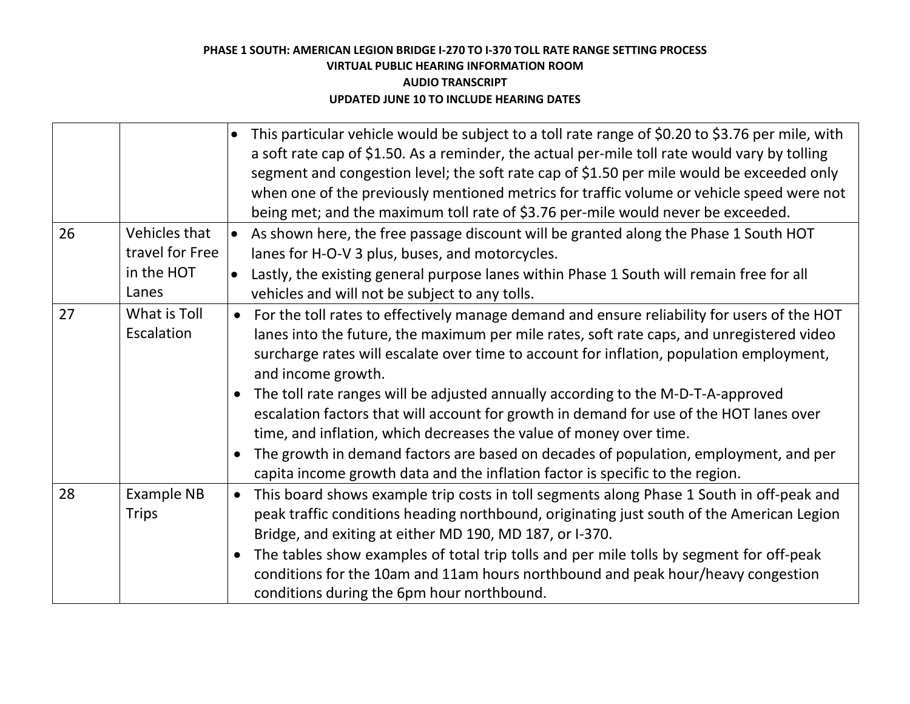**PHASE 1 SOUTH: AMERICAN LEGION BRIDGE I-270 TO I-370 TOLL RATE RANGE SETTING PROCESS**
**VIRTUAL PUBLIC HEARING INFORMATION ROOM**
**AUDIO TRANSCRIPT**
**UPDATED JUNE 10 TO INCLUDE HEARING DATES**

| | | |
|---|---|---|
| | | • This particular vehicle would be subject to a toll rate range of $0.20 to $3.76 per mile, with a soft rate cap of $1.50. As a reminder, the actual per-mile toll rate would vary by tolling segment and congestion level; the soft rate cap of $1.50 per mile would be exceeded only when one of the previously mentioned metrics for traffic volume or vehicle speed were not being met; and the maximum toll rate of $3.76 per-mile would never be exceeded. |
| 26 | Vehicles that travel for Free in the HOT Lanes | • As shown here, the free passage discount will be granted along the Phase 1 South HOT lanes for H-O-V 3 plus, buses, and motorcycles.<br>• Lastly, the existing general purpose lanes within Phase 1 South will remain free for all vehicles and will not be subject to any tolls. |
| 27 | What is Toll Escalation | • For the toll rates to effectively manage demand and ensure reliability for users of the HOT lanes into the future, the maximum per mile rates, soft rate caps, and unregistered video surcharge rates will escalate over time to account for inflation, population employment, and income growth.<br>• The toll rate ranges will be adjusted annually according to the M-D-T-A-approved escalation factors that will account for growth in demand for use of the HOT lanes over time, and inflation, which decreases the value of money over time.<br>• The growth in demand factors are based on decades of population, employment, and per capita income growth data and the inflation factor is specific to the region. |
| 28 | Example NB Trips | • This board shows example trip costs in toll segments along Phase 1 South in off-peak and peak traffic conditions heading northbound, originating just south of the American Legion Bridge, and exiting at either MD 190, MD 187, or I-370.<br>• The tables show examples of total trip tolls and per mile tolls by segment for off-peak conditions for the 10am and 11am hours northbound and peak hour/heavy congestion conditions during the 6pm hour northbound. |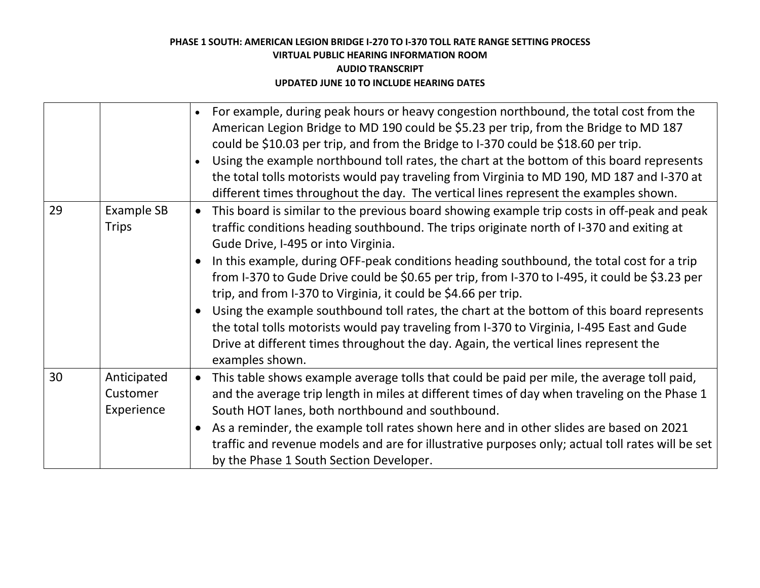| | | |
|---|---|---|
| | | • For example, during peak hours or heavy congestion northbound, the total cost from the American Legion Bridge to MD 190 could be $5.23 per trip, from the Bridge to MD 187 could be $10.03 per trip, and from the Bridge to I-370 could be $18.60 per trip.<br>• Using the example northbound toll rates, the chart at the bottom of this board represents the total tolls motorists would pay traveling from Virginia to MD 190, MD 187 and I-370 at different times throughout the day. The vertical lines represent the examples shown. |
| 29 | Example SB Trips | • This board is similar to the previous board showing example trip costs in off-peak and peak traffic conditions heading southbound. The trips originate north of I-370 and exiting at Gude Drive, I-495 or into Virginia.<br>• In this example, during OFF-peak conditions heading southbound, the total cost for a trip from I-370 to Gude Drive could be $0.65 per trip, from I-370 to I-495, it could be $3.23 per trip, and from I-370 to Virginia, it could be $4.66 per trip.<br>• Using the example southbound toll rates, the chart at the bottom of this board represents the total tolls motorists would pay traveling from I-370 to Virginia, I-495 East and Gude Drive at different times throughout the day. Again, the vertical lines represent the examples shown. |
| 30 | Anticipated Customer Experience | • This table shows example average tolls that could be paid per mile, the average toll paid, and the average trip length in miles at different times of day when traveling on the Phase 1 South HOT lanes, both northbound and southbound.<br>• As a reminder, the example toll rates shown here and in other slides are based on 2021 traffic and revenue models and are for illustrative purposes only; actual toll rates will be set by the Phase 1 South Section Developer. |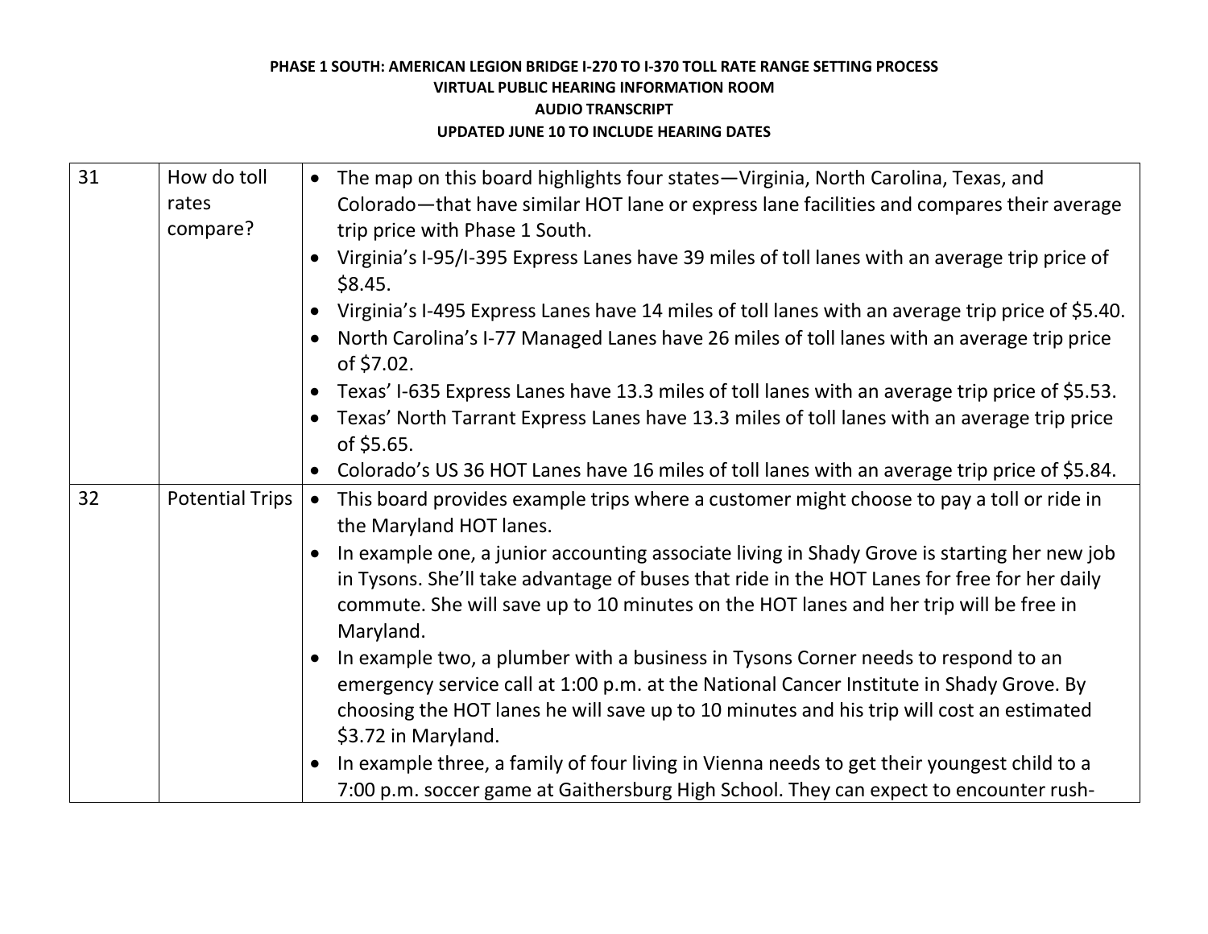| 31 | How do toll rates compare? | • The map on this board highlights four states—Virginia, North Carolina, Texas, and Colorado—that have similar HOT lane or express lane facilities and compares their average trip price with Phase 1 South.<br>• Virginia's I-95/I-395 Express Lanes have 39 miles of toll lanes with an average trip price of \$8.45.<br>• Virginia's I-495 Express Lanes have 14 miles of toll lanes with an average trip price of \$5.40.<br>• North Carolina's I-77 Managed Lanes have 26 miles of toll lanes with an average trip price of \$7.02.<br>• Texas' I-635 Express Lanes have 13.3 miles of toll lanes with an average trip price of \$5.53.<br>• Texas' North Tarrant Express Lanes have 13.3 miles of toll lanes with an average trip price of \$5.65.<br>• Colorado's US 36 HOT Lanes have 16 miles of toll lanes with an average trip price of \$5.84. |
|---|---|---|
| 32 | Potential Trips | • This board provides example trips where a customer might choose to pay a toll or ride in the Maryland HOT lanes.<br>• In example one, a junior accounting associate living in Shady Grove is starting her new job in Tysons. She'll take advantage of buses that ride in the HOT Lanes for free for her daily commute. She will save up to 10 minutes on the HOT lanes and her trip will be free in Maryland.<br>• In example two, a plumber with a business in Tysons Corner needs to respond to an emergency service call at 1:00 p.m. at the National Cancer Institute in Shady Grove. By choosing the HOT lanes he will save up to 10 minutes and his trip will cost an estimated \$3.72 in Maryland.<br>• In example three, a family of four living in Vienna needs to get their youngest child to a 7:00 p.m. soccer game at Gaithersburg High School. They can expect to encounter rush- |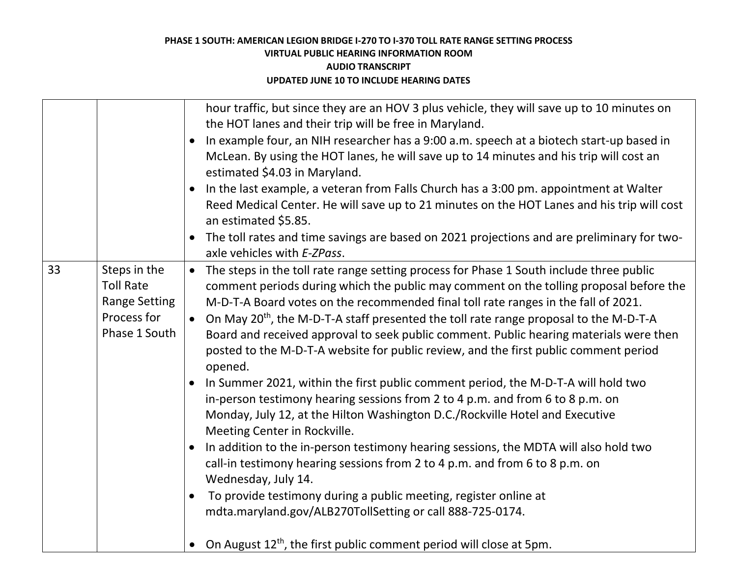**PHASE 1 SOUTH: AMERICAN LEGION BRIDGE I-270 TO I-370 TOLL RATE RANGE SETTING PROCESS**
**VIRTUAL PUBLIC HEARING INFORMATION ROOM**
**AUDIO TRANSCRIPT**
**UPDATED JUNE 10 TO INCLUDE HEARING DATES**

| | | |
|---|---|---|
| | | hour traffic, but since they are an HOV 3 plus vehicle, they will save up to 10 minutes on the HOT lanes and their trip will be free in Maryland.<br>• In example four, an NIH researcher has a 9:00 a.m. speech at a biotech start-up based in McLean. By using the HOT lanes, he will save up to 14 minutes and his trip will cost an estimated $4.03 in Maryland.<br>• In the last example, a veteran from Falls Church has a 3:00 pm. appointment at Walter Reed Medical Center. He will save up to 21 minutes on the HOT Lanes and his trip will cost an estimated $5.85.<br>• The toll rates and time savings are based on 2021 projections and are preliminary for two-axle vehicles with *E-ZPass*. |
| 33 | Steps in the Toll Rate Range Setting Process for Phase 1 South | • The steps in the toll rate range setting process for Phase 1 South include three public comment periods during which the public may comment on the tolling proposal before the M-D-T-A Board votes on the recommended final toll rate ranges in the fall of 2021.<br>• On May 20th, the M-D-T-A staff presented the toll rate range proposal to the M-D-T-A Board and received approval to seek public comment. Public hearing materials were then posted to the M-D-T-A website for public review, and the first public comment period opened.<br>• In Summer 2021, within the first public comment period, the M-D-T-A will hold two in-person testimony hearing sessions from 2 to 4 p.m. and from 6 to 8 p.m. on Monday, July 12, at the Hilton Washington D.C./Rockville Hotel and Executive Meeting Center in Rockville.<br>• In addition to the in-person testimony hearing sessions, the MDTA will also hold two call-in testimony hearing sessions from 2 to 4 p.m. and from 6 to 8 p.m. on Wednesday, July 14.<br>• To provide testimony during a public meeting, register online at mdta.maryland.gov/ALB270TollSetting or call 888-725-0174.<br>• On August 12th, the first public comment period will close at 5pm. |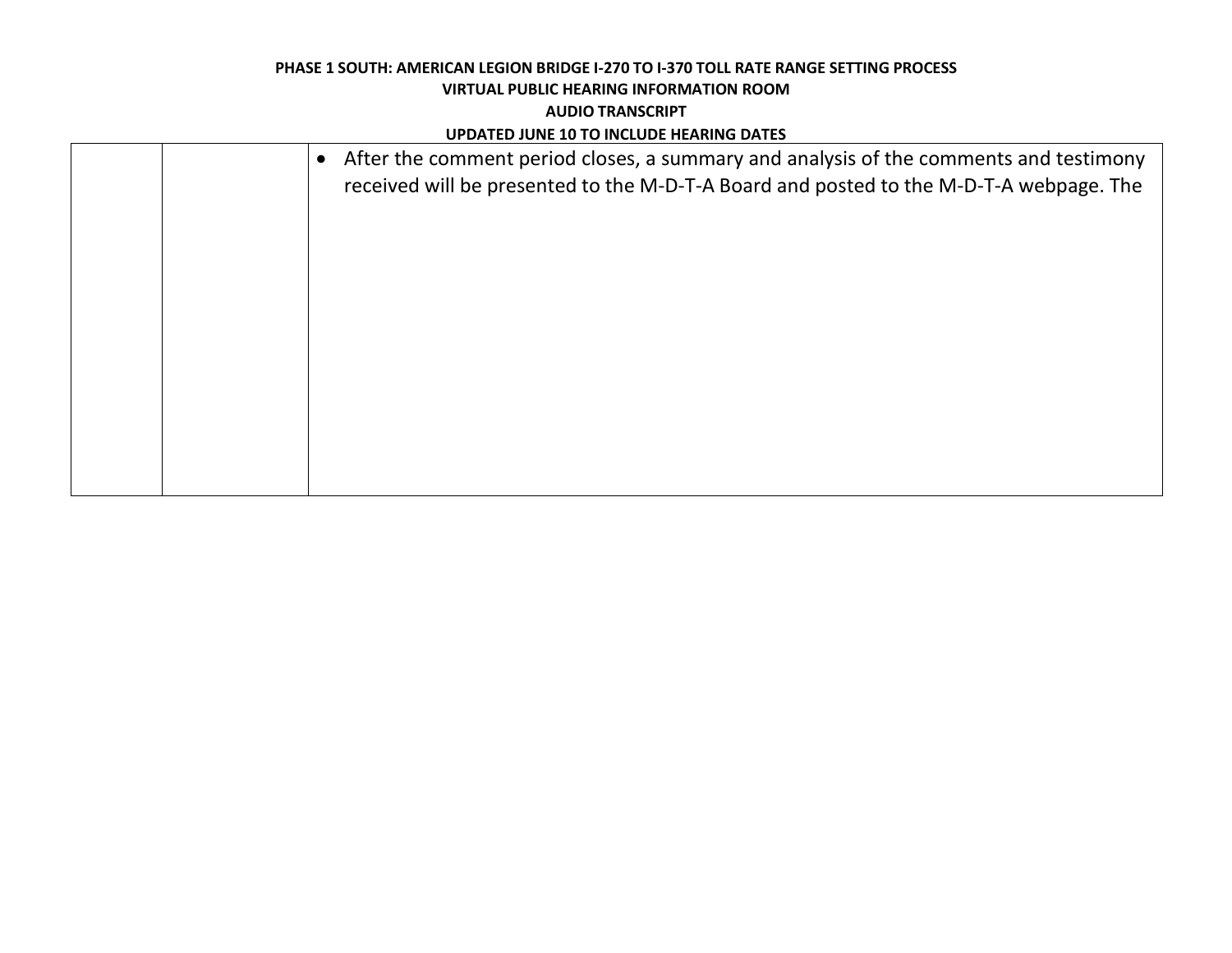|  |  | • After the comment period closes, a summary and analysis of the comments and testimony received will be presented to the M-D-T-A Board and posted to the M-D-T-A webpage. The |
|---|---|---|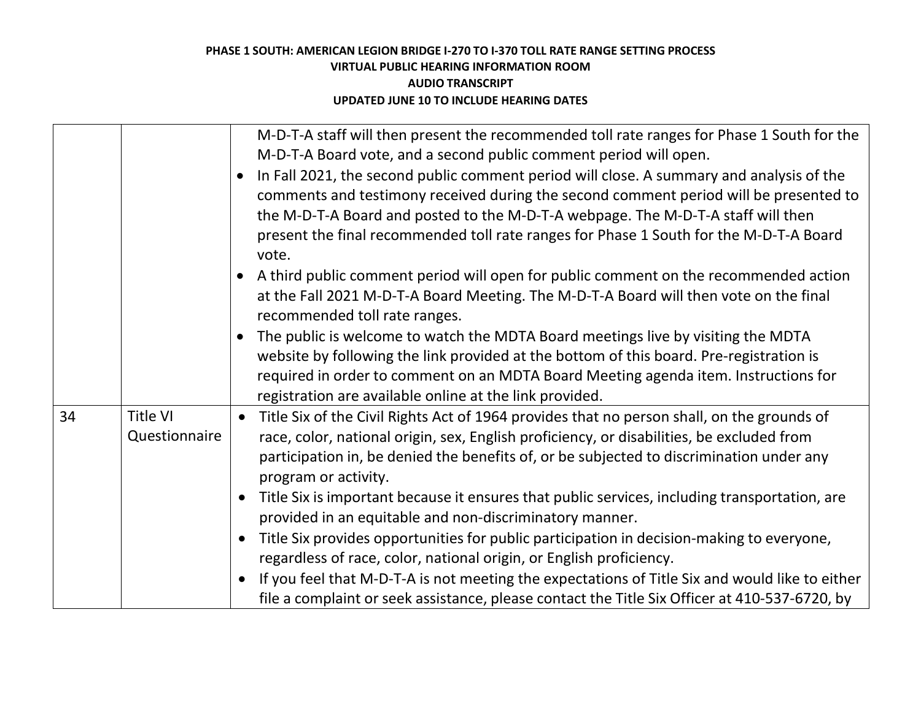| | | |
|---|---|---|
| | | M-D-T-A staff will then present the recommended toll rate ranges for Phase 1 South for the M-D-T-A Board vote, and a second public comment period will open.<br>• In Fall 2021, the second public comment period will close. A summary and analysis of the comments and testimony received during the second comment period will be presented to the M-D-T-A Board and posted to the M-D-T-A webpage. The M-D-T-A staff will then present the final recommended toll rate ranges for Phase 1 South for the M-D-T-A Board vote.<br>• A third public comment period will open for public comment on the recommended action at the Fall 2021 M-D-T-A Board Meeting. The M-D-T-A Board will then vote on the final recommended toll rate ranges.<br>• The public is welcome to watch the MDTA Board meetings live by visiting the MDTA website by following the link provided at the bottom of this board. Pre-registration is required in order to comment on an MDTA Board Meeting agenda item. Instructions for registration are available online at the link provided. |
| 34 | Title VI Questionnaire | • Title Six of the Civil Rights Act of 1964 provides that no person shall, on the grounds of race, color, national origin, sex, English proficiency, or disabilities, be excluded from participation in, be denied the benefits of, or be subjected to discrimination under any program or activity.<br>• Title Six is important because it ensures that public services, including transportation, are provided in an equitable and non-discriminatory manner.<br>• Title Six provides opportunities for public participation in decision-making to everyone, regardless of race, color, national origin, or English proficiency.<br>• If you feel that M-D-T-A is not meeting the expectations of Title Six and would like to either file a complaint or seek assistance, please contact the Title Six Officer at 410-537-6720, by |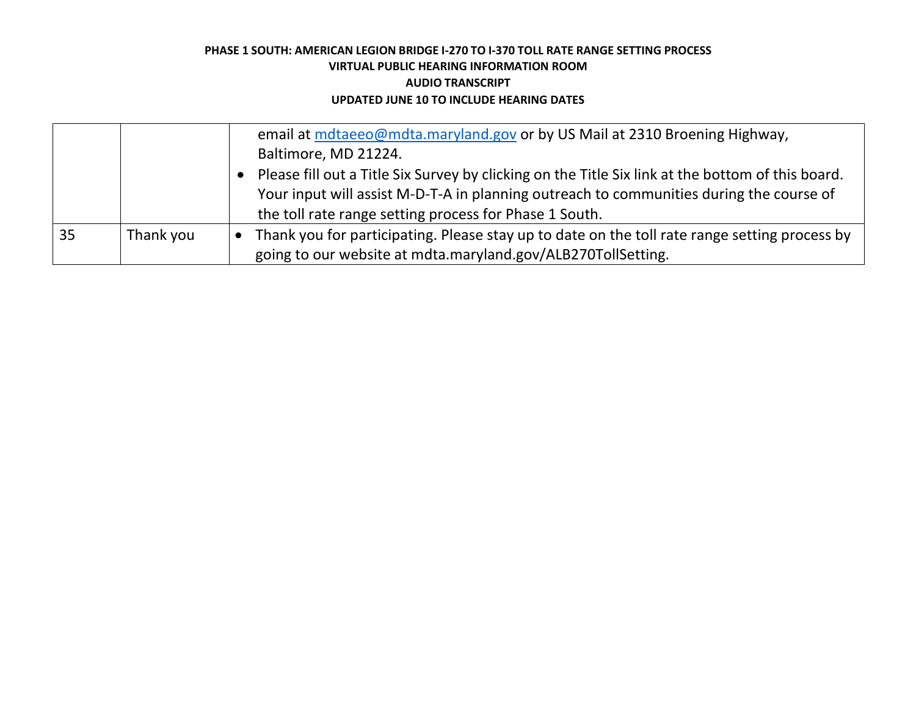| | | |
|---|---|---|
| | | email at mdtaeeo@mdta.maryland.gov or by US Mail at 2310 Broening Highway, Baltimore, MD 21224.<br>• Please fill out a Title Six Survey by clicking on the Title Six link at the bottom of this board. Your input will assist M-D-T-A in planning outreach to communities during the course of the toll rate range setting process for Phase 1 South. |
| 35 | Thank you | • Thank you for participating. Please stay up to date on the toll rate range setting process by going to our website at mdta.maryland.gov/ALB270TollSetting. |